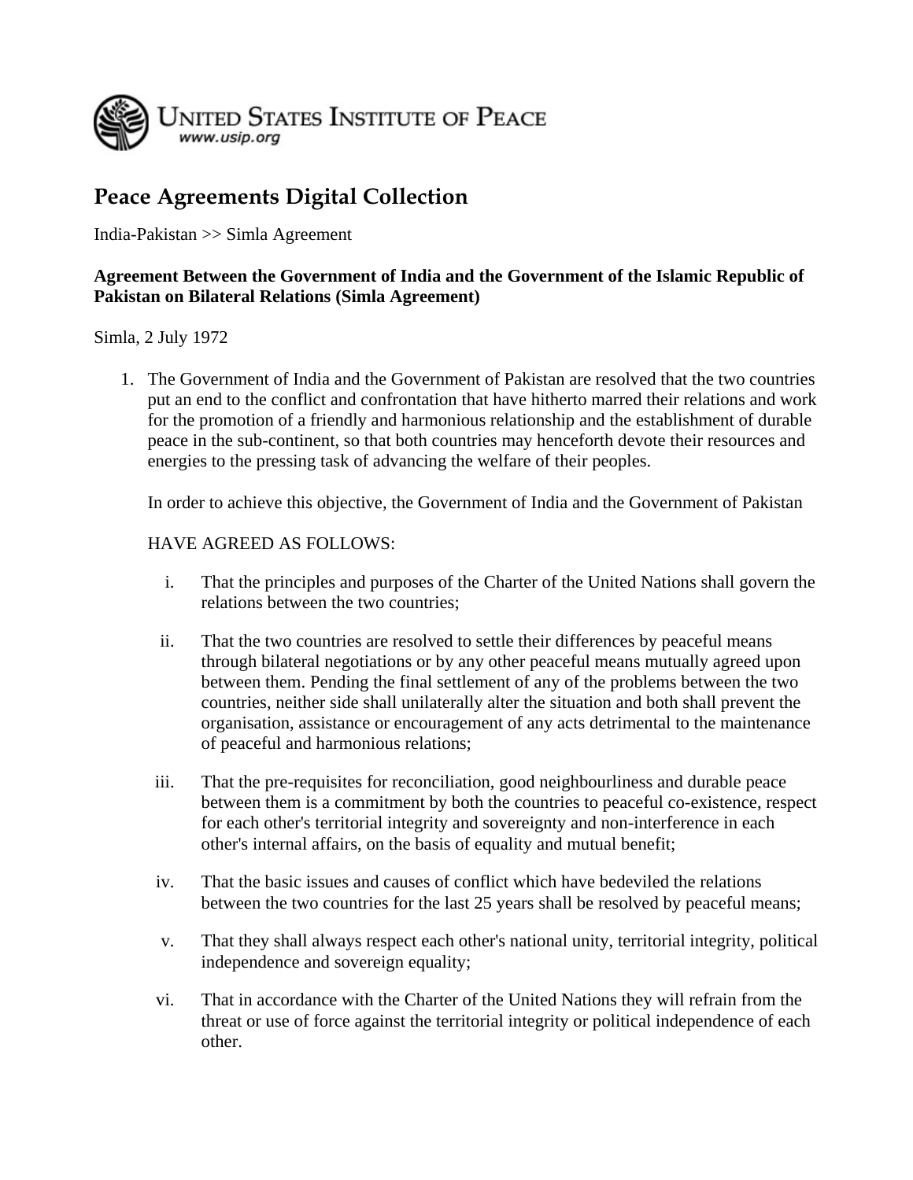UNITED STATES INSTITUTE OF PEACE
www.usip.org

# Peace Agreements Digital Collection

India-Pakistan >> Simla Agreement

**Agreement Between the Government of India and the Government of the Islamic Republic of Pakistan on Bilateral Relations (Simla Agreement)**

Simla, 2 July 1972

1. The Government of India and the Government of Pakistan are resolved that the two countries put an end to the conflict and confrontation that have hitherto marred their relations and work for the promotion of a friendly and harmonious relationship and the establishment of durable peace in the sub-continent, so that both countries may henceforth devote their resources and energies to the pressing task of advancing the welfare of their peoples.

   In order to achieve this objective, the Government of India and the Government of Pakistan

   HAVE AGREED AS FOLLOWS:

   i. That the principles and purposes of the Charter of the United Nations shall govern the relations between the two countries;

   ii. That the two countries are resolved to settle their differences by peaceful means through bilateral negotiations or by any other peaceful means mutually agreed upon between them. Pending the final settlement of any of the problems between the two countries, neither side shall unilaterally alter the situation and both shall prevent the organisation, assistance or encouragement of any acts detrimental to the maintenance of peaceful and harmonious relations;

   iii. That the pre-requisites for reconciliation, good neighbourliness and durable peace between them is a commitment by both the countries to peaceful co-existence, respect for each other's territorial integrity and sovereignty and non-interference in each other's internal affairs, on the basis of equality and mutual benefit;

   iv. That the basic issues and causes of conflict which have bedeviled the relations between the two countries for the last 25 years shall be resolved by peaceful means;

   v. That they shall always respect each other's national unity, territorial integrity, political independence and sovereign equality;

   vi. That in accordance with the Charter of the United Nations they will refrain from the threat or use of force against the territorial integrity or political independence of each other.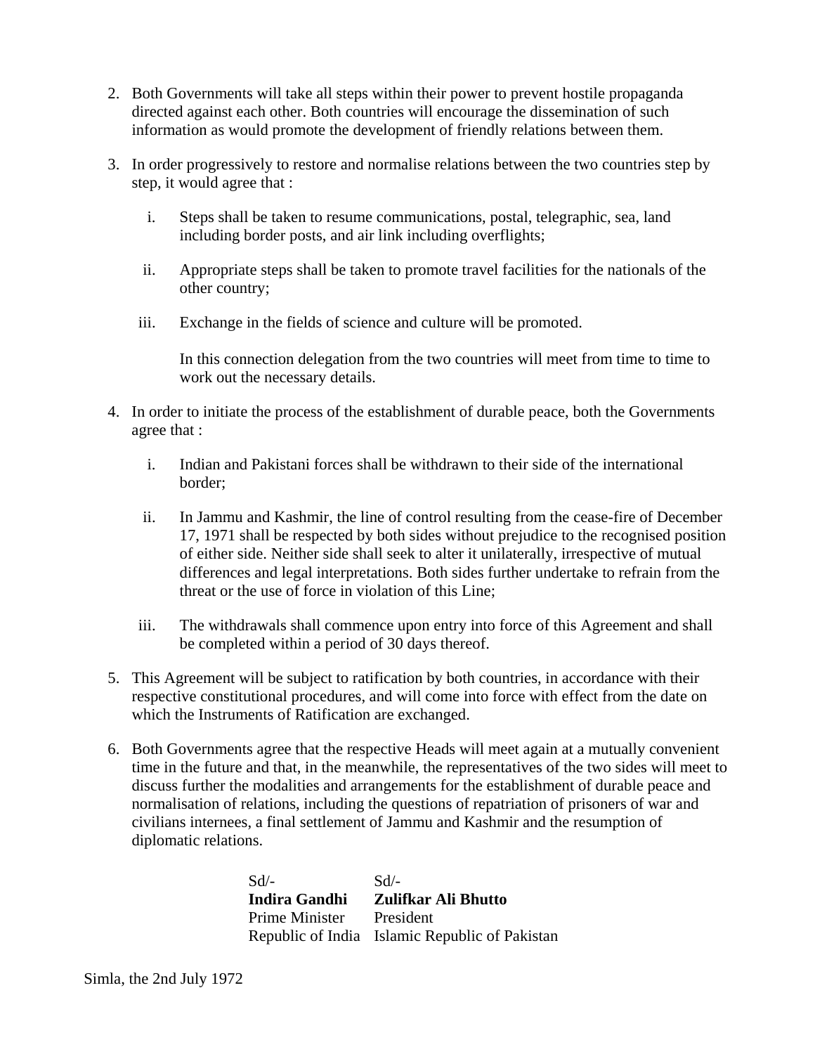2. Both Governments will take all steps within their power to prevent hostile propaganda directed against each other. Both countries will encourage the dissemination of such information as would promote the development of friendly relations between them.

3. In order progressively to restore and normalise relations between the two countries step by step, it would agree that :

   i. Steps shall be taken to resume communications, postal, telegraphic, sea, land including border posts, and air link including overflights;

   ii. Appropriate steps shall be taken to promote travel facilities for the nationals of the other country;

   iii. Exchange in the fields of science and culture will be promoted.

   In this connection delegation from the two countries will meet from time to time to work out the necessary details.

4. In order to initiate the process of the establishment of durable peace, both the Governments agree that :

   i. Indian and Pakistani forces shall be withdrawn to their side of the international border;

   ii. In Jammu and Kashmir, the line of control resulting from the cease-fire of December 17, 1971 shall be respected by both sides without prejudice to the recognised position of either side. Neither side shall seek to alter it unilaterally, irrespective of mutual differences and legal interpretations. Both sides further undertake to refrain from the threat or the use of force in violation of this Line;

   iii. The withdrawals shall commence upon entry into force of this Agreement and shall be completed within a period of 30 days thereof.

5. This Agreement will be subject to ratification by both countries, in accordance with their respective constitutional procedures, and will come into force with effect from the date on which the Instruments of Ratification are exchanged.

6. Both Governments agree that the respective Heads will meet again at a mutually convenient time in the future and that, in the meanwhile, the representatives of the two sides will meet to discuss further the modalities and arrangements for the establishment of durable peace and normalisation of relations, including the questions of repatriation of prisoners of war and civilians internees, a final settlement of Jammu and Kashmir and the resumption of diplomatic relations.

| Sd/- | Sd/- |
|---|---|
| **Indira Gandhi** | **Zulifkar Ali Bhutto** |
| Prime Minister | President |
| Republic of India | Islamic Republic of Pakistan |

Simla, the 2nd July 1972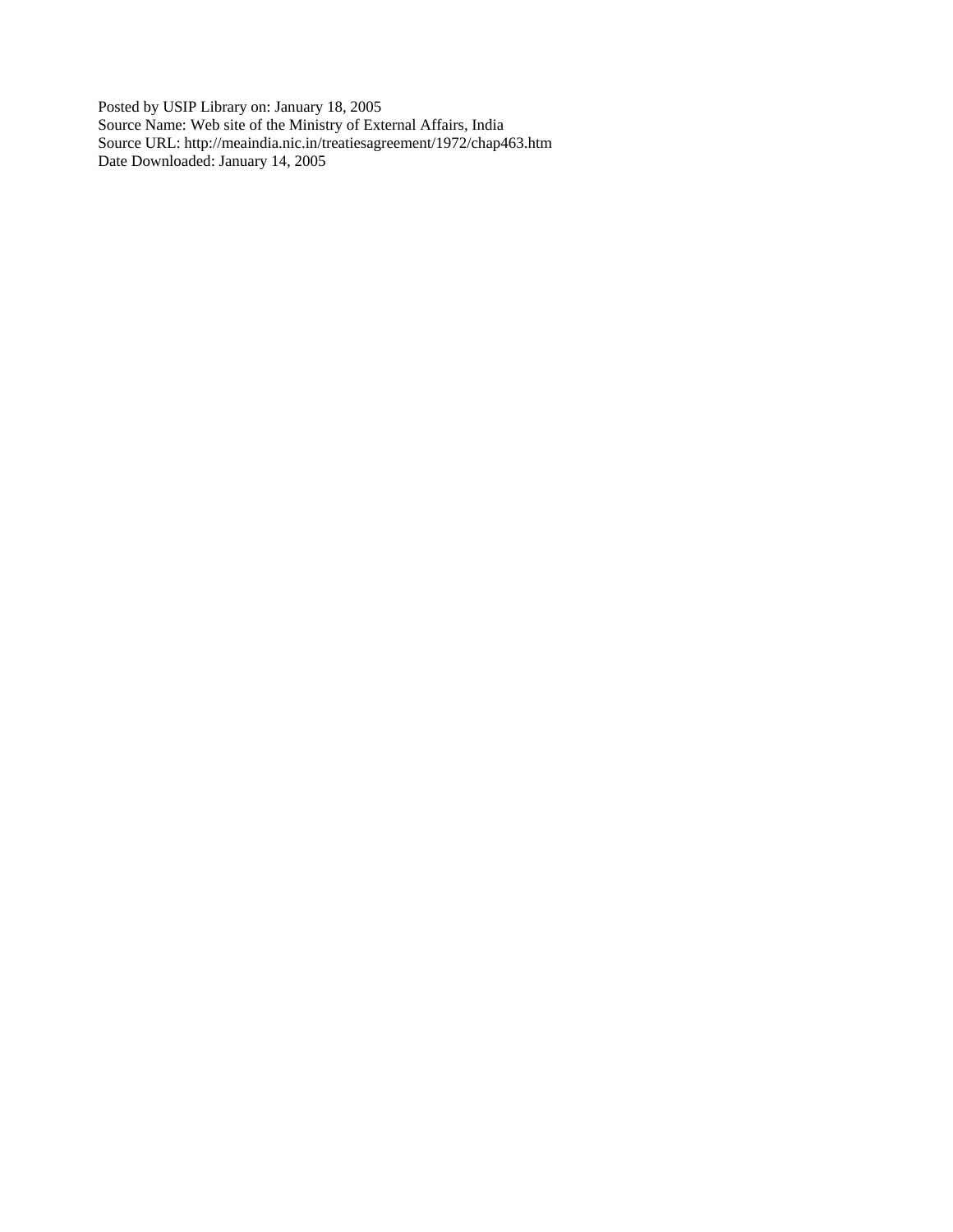Posted by USIP Library on: January 18, 2005
Source Name: Web site of the Ministry of External Affairs, India
Source URL: http://meaindia.nic.in/treatiesagreement/1972/chap463.htm
Date Downloaded: January 14, 2005